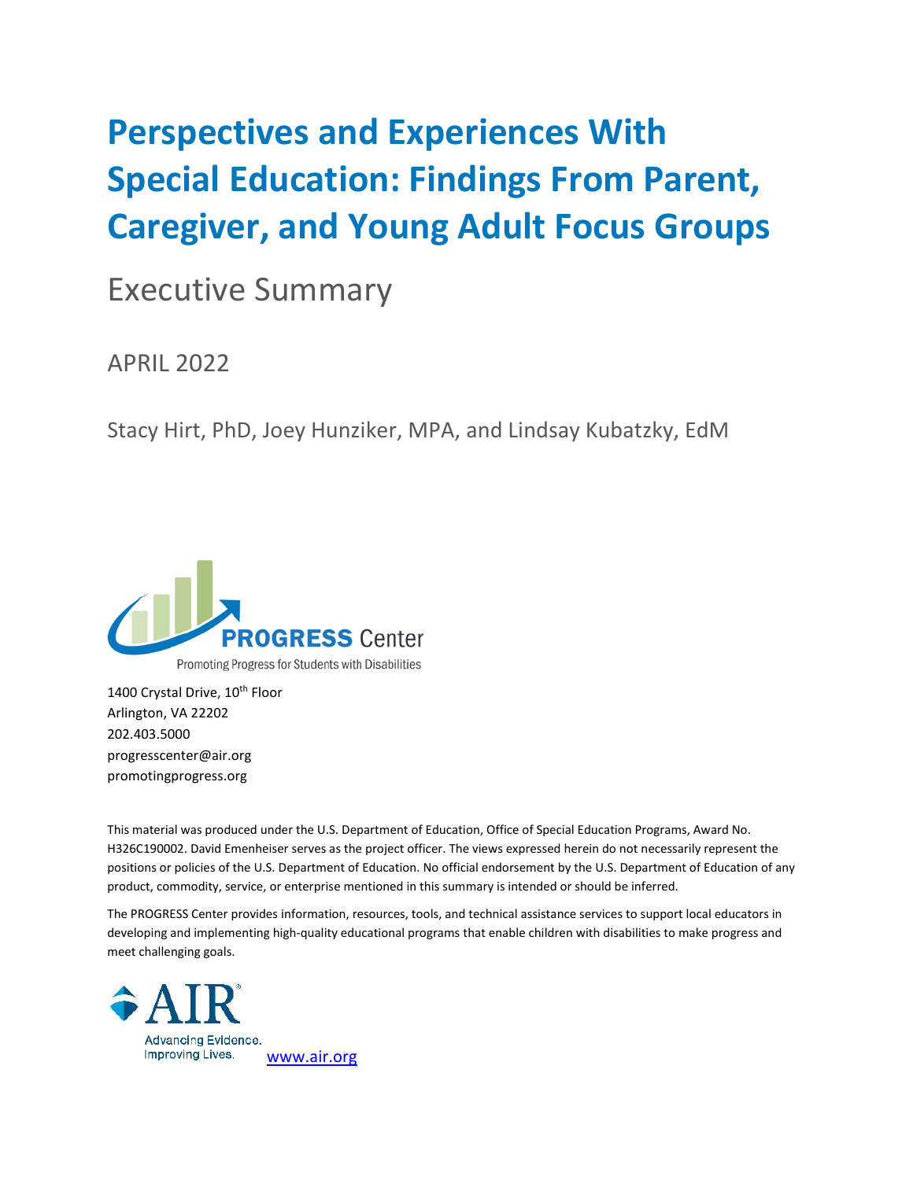# Perspectives and Experiences With Special Education: Findings From Parent, Caregiver, and Young Adult Focus Groups

## Executive Summary

APRIL 2022

Stacy Hirt, PhD, Joey Hunziker, MPA, and Lindsay Kubatzky, EdM

PROGRESS Center

Promoting Progress for Students with Disabilities

1400 Crystal Drive, 10th Floor
Arlington, VA 22202
202.403.5000
progresscenter@air.org
promotingprogress.org

This material was produced under the U.S. Department of Education, Office of Special Education Programs, Award No. H326C190002. David Emenheiser serves as the project officer. The views expressed herein do not necessarily represent the positions or policies of the U.S. Department of Education. No official endorsement by the U.S. Department of Education of any product, commodity, service, or enterprise mentioned in this summary is intended or should be inferred.

The PROGRESS Center provides information, resources, tools, and technical assistance services to support local educators in developing and implementing high-quality educational programs that enable children with disabilities to make progress and meet challenging goals.

AIR

Advancing Evidence. Improving Lives.

www.air.org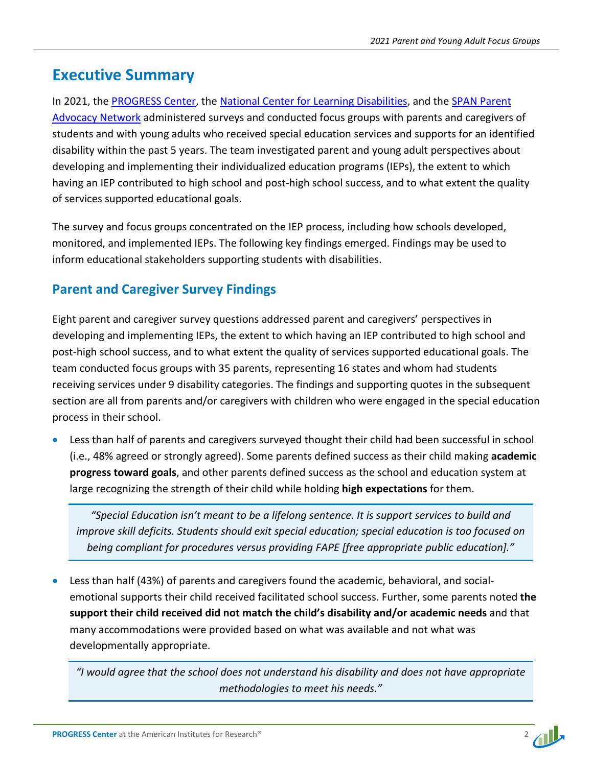# Executive Summary

In 2021, the PROGRESS Center, the National Center for Learning Disabilities, and the SPAN Parent Advocacy Network administered surveys and conducted focus groups with parents and caregivers of students and with young adults who received special education services and supports for an identified disability within the past 5 years. The team investigated parent and young adult perspectives about developing and implementing their individualized education programs (IEPs), the extent to which having an IEP contributed to high school and post-high school success, and to what extent the quality of services supported educational goals.

The survey and focus groups concentrated on the IEP process, including how schools developed, monitored, and implemented IEPs. The following key findings emerged. Findings may be used to inform educational stakeholders supporting students with disabilities.

## Parent and Caregiver Survey Findings

Eight parent and caregiver survey questions addressed parent and caregivers' perspectives in developing and implementing IEPs, the extent to which having an IEP contributed to high school and post-high school success, and to what extent the quality of services supported educational goals. The team conducted focus groups with 35 parents, representing 16 states and whom had students receiving services under 9 disability categories. The findings and supporting quotes in the subsequent section are all from parents and/or caregivers with children who were engaged in the special education process in their school.

- Less than half of parents and caregivers surveyed thought their child had been successful in school (i.e., 48% agreed or strongly agreed). Some parents defined success as their child making **academic progress toward goals**, and other parents defined success as the school and education system at large recognizing the strength of their child while holding **high expectations** for them.

  > *"Special Education isn't meant to be a lifelong sentence. It is support services to build and improve skill deficits. Students should exit special education; special education is too focused on being compliant for procedures versus providing FAPE [free appropriate public education]."*

- Less than half (43%) of parents and caregivers found the academic, behavioral, and social-emotional supports their child received facilitated school success. Further, some parents noted **the support their child received did not match the child's disability and/or academic needs** and that many accommodations were provided based on what was available and not what was developmentally appropriate.

  > *"I would agree that the school does not understand his disability and does not have appropriate methodologies to meet his needs."*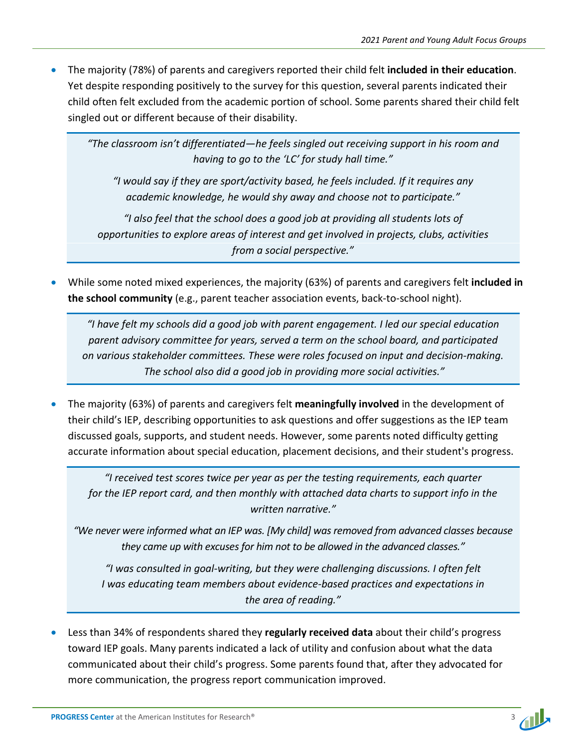- The majority (78%) of parents and caregivers reported their child felt **included in their education**. Yet despite responding positively to the survey for this question, several parents indicated their child often felt excluded from the academic portion of school. Some parents shared their child felt singled out or different because of their disability.

> *"The classroom isn't differentiated—he feels singled out receiving support in his room and having to go to the 'LC' for study hall time."*
>
> *"I would say if they are sport/activity based, he feels included. If it requires any academic knowledge, he would shy away and choose not to participate."*
>
> *"I also feel that the school does a good job at providing all students lots of opportunities to explore areas of interest and get involved in projects, clubs, activities from a social perspective."*

- While some noted mixed experiences, the majority (63%) of parents and caregivers felt **included in the school community** (e.g., parent teacher association events, back-to-school night).

> *"I have felt my schools did a good job with parent engagement. I led our special education parent advisory committee for years, served a term on the school board, and participated on various stakeholder committees. These were roles focused on input and decision-making. The school also did a good job in providing more social activities."*

- The majority (63%) of parents and caregivers felt **meaningfully involved** in the development of their child's IEP, describing opportunities to ask questions and offer suggestions as the IEP team discussed goals, supports, and student needs. However, some parents noted difficulty getting accurate information about special education, placement decisions, and their student's progress.

> *"I received test scores twice per year as per the testing requirements, each quarter for the IEP report card, and then monthly with attached data charts to support info in the written narrative."*
>
> *"We never were informed what an IEP was. [My child] was removed from advanced classes because they came up with excuses for him not to be allowed in the advanced classes."*
>
> *"I was consulted in goal-writing, but they were challenging discussions. I often felt I was educating team members about evidence-based practices and expectations in the area of reading."*

- Less than 34% of respondents shared they **regularly received data** about their child's progress toward IEP goals. Many parents indicated a lack of utility and confusion about what the data communicated about their child's progress. Some parents found that, after they advocated for more communication, the progress report communication improved.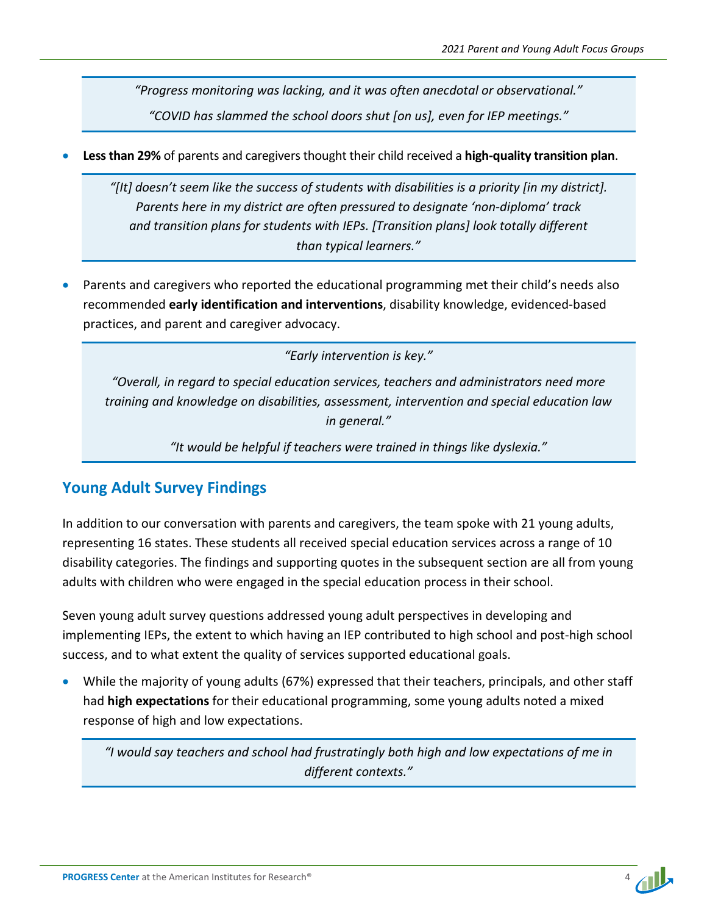> *"Progress monitoring was lacking, and it was often anecdotal or observational."*
>
> *"COVID has slammed the school doors shut [on us], even for IEP meetings."*

- **Less than 29%** of parents and caregivers thought their child received a **high-quality transition plan**.

> *"[It] doesn't seem like the success of students with disabilities is a priority [in my district]. Parents here in my district are often pressured to designate 'non-diploma' track and transition plans for students with IEPs. [Transition plans] look totally different than typical learners."*

- Parents and caregivers who reported the educational programming met their child's needs also recommended **early identification and interventions**, disability knowledge, evidenced-based practices, and parent and caregiver advocacy.

> *"Early intervention is key."*
>
> *"Overall, in regard to special education services, teachers and administrators need more training and knowledge on disabilities, assessment, intervention and special education law in general."*
>
> *"It would be helpful if teachers were trained in things like dyslexia."*

## Young Adult Survey Findings

In addition to our conversation with parents and caregivers, the team spoke with 21 young adults, representing 16 states. These students all received special education services across a range of 10 disability categories. The findings and supporting quotes in the subsequent section are all from young adults with children who were engaged in the special education process in their school.

Seven young adult survey questions addressed young adult perspectives in developing and implementing IEPs, the extent to which having an IEP contributed to high school and post-high school success, and to what extent the quality of services supported educational goals.

- While the majority of young adults (67%) expressed that their teachers, principals, and other staff had **high expectations** for their educational programming, some young adults noted a mixed response of high and low expectations.

> *"I would say teachers and school had frustratingly both high and low expectations of me in different contexts."*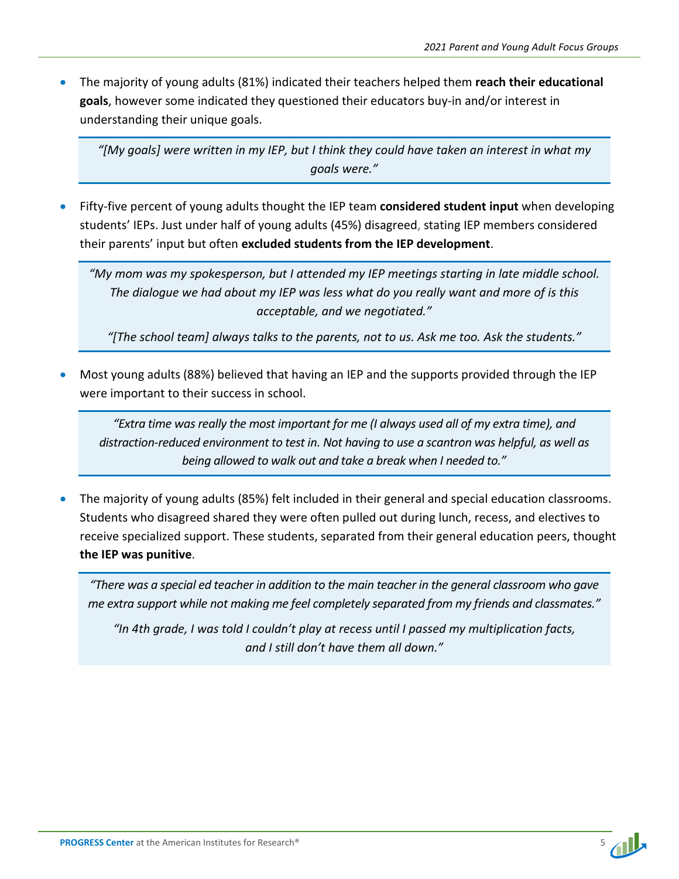- The majority of young adults (81%) indicated their teachers helped them **reach their educational goals**, however some indicated they questioned their educators buy-in and/or interest in understanding their unique goals.

> *"[My goals] were written in my IEP, but I think they could have taken an interest in what my goals were."*

- Fifty-five percent of young adults thought the IEP team **considered student input** when developing students' IEPs. Just under half of young adults (45%) disagreed, stating IEP members considered their parents' input but often **excluded students from the IEP development**.

> *"My mom was my spokesperson, but I attended my IEP meetings starting in late middle school. The dialogue we had about my IEP was less what do you really want and more of is this acceptable, and we negotiated."*
>
> *"[The school team] always talks to the parents, not to us. Ask me too. Ask the students."*

- Most young adults (88%) believed that having an IEP and the supports provided through the IEP were important to their success in school.

> *"Extra time was really the most important for me (I always used all of my extra time), and distraction-reduced environment to test in. Not having to use a scantron was helpful, as well as being allowed to walk out and take a break when I needed to."*

- The majority of young adults (85%) felt included in their general and special education classrooms. Students who disagreed shared they were often pulled out during lunch, recess, and electives to receive specialized support. These students, separated from their general education peers, thought **the IEP was punitive**.

> *"There was a special ed teacher in addition to the main teacher in the general classroom who gave me extra support while not making me feel completely separated from my friends and classmates."*
>
> *"In 4th grade, I was told I couldn't play at recess until I passed my multiplication facts, and I still don't have them all down."*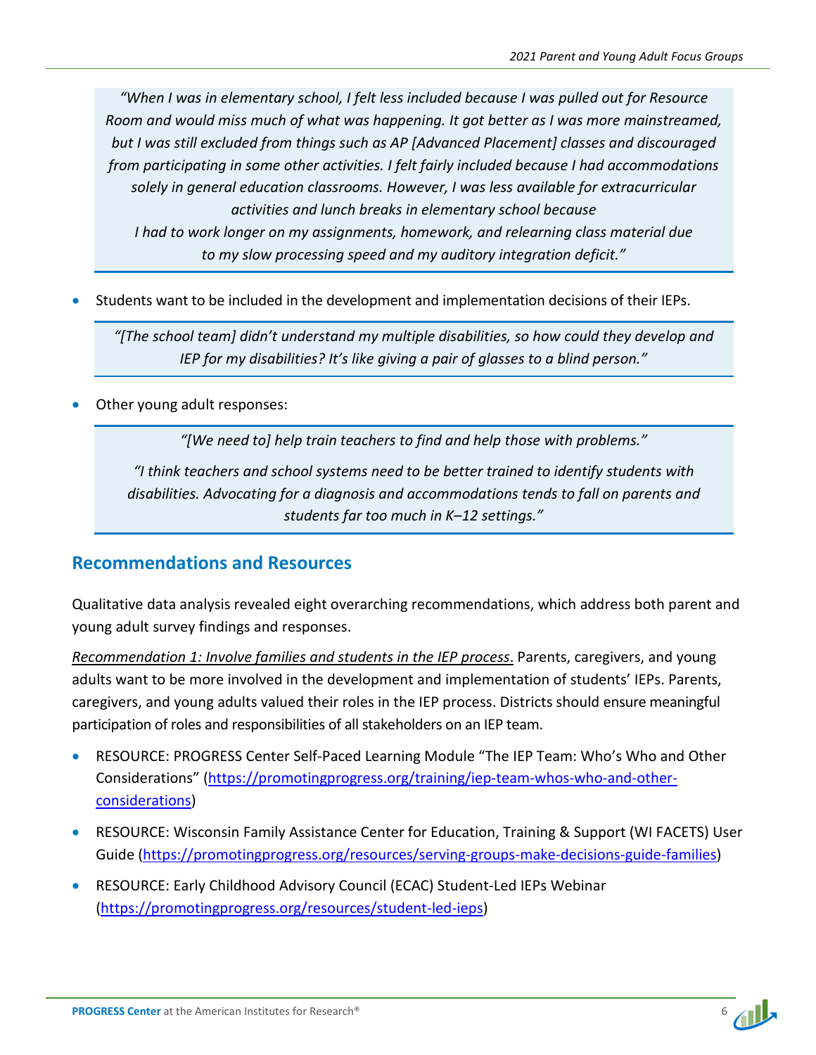> *"When I was in elementary school, I felt less included because I was pulled out for Resource Room and would miss much of what was happening. It got better as I was more mainstreamed, but I was still excluded from things such as AP [Advanced Placement] classes and discouraged from participating in some other activities. I felt fairly included because I had accommodations solely in general education classrooms. However, I was less available for extracurricular activities and lunch breaks in elementary school because I had to work longer on my assignments, homework, and relearning class material due to my slow processing speed and my auditory integration deficit."*

- Students want to be included in the development and implementation decisions of their IEPs.

> *"[The school team] didn't understand my multiple disabilities, so how could they develop and IEP for my disabilities? It's like giving a pair of glasses to a blind person."*

- Other young adult responses:

> *"[We need to] help train teachers to find and help those with problems."*
>
> *"I think teachers and school systems need to be better trained to identify students with disabilities. Advocating for a diagnosis and accommodations tends to fall on parents and students far too much in K–12 settings."*

## Recommendations and Resources

Qualitative data analysis revealed eight overarching recommendations, which address both parent and young adult survey findings and responses.

*Recommendation 1: Involve families and students in the IEP process*. Parents, caregivers, and young adults want to be more involved in the development and implementation of students' IEPs. Parents, caregivers, and young adults valued their roles in the IEP process. Districts should ensure meaningful participation of roles and responsibilities of all stakeholders on an IEP team.

- RESOURCE: PROGRESS Center Self-Paced Learning Module "The IEP Team: Who's Who and Other Considerations" (https://promotingprogress.org/training/iep-team-whos-who-and-other-considerations)
- RESOURCE: Wisconsin Family Assistance Center for Education, Training & Support (WI FACETS) User Guide (https://promotingprogress.org/resources/serving-groups-make-decisions-guide-families)
- RESOURCE: Early Childhood Advisory Council (ECAC) Student-Led IEPs Webinar (https://promotingprogress.org/resources/student-led-ieps)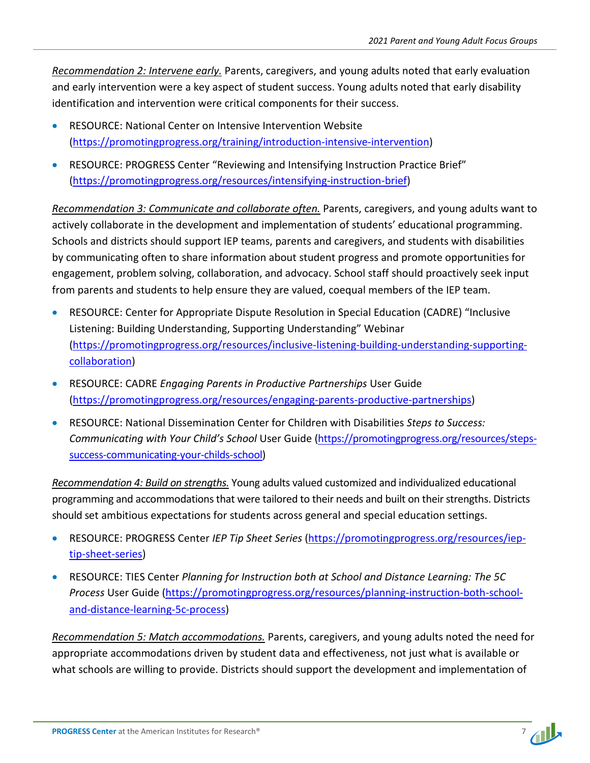*Recommendation 2: Intervene early.* Parents, caregivers, and young adults noted that early evaluation and early intervention were a key aspect of student success. Young adults noted that early disability identification and intervention were critical components for their success.

- RESOURCE: National Center on Intensive Intervention Website (https://promotingprogress.org/training/introduction-intensive-intervention)
- RESOURCE: PROGRESS Center "Reviewing and Intensifying Instruction Practice Brief" (https://promotingprogress.org/resources/intensifying-instruction-brief)

*Recommendation 3: Communicate and collaborate often.* Parents, caregivers, and young adults want to actively collaborate in the development and implementation of students' educational programming. Schools and districts should support IEP teams, parents and caregivers, and students with disabilities by communicating often to share information about student progress and promote opportunities for engagement, problem solving, collaboration, and advocacy. School staff should proactively seek input from parents and students to help ensure they are valued, coequal members of the IEP team.

- RESOURCE: Center for Appropriate Dispute Resolution in Special Education (CADRE) "Inclusive Listening: Building Understanding, Supporting Understanding" Webinar (https://promotingprogress.org/resources/inclusive-listening-building-understanding-supporting-collaboration)
- RESOURCE: CADRE *Engaging Parents in Productive Partnerships* User Guide (https://promotingprogress.org/resources/engaging-parents-productive-partnerships)
- RESOURCE: National Dissemination Center for Children with Disabilities *Steps to Success: Communicating with Your Child's School* User Guide (https://promotingprogress.org/resources/steps-success-communicating-your-childs-school)

*Recommendation 4: Build on strengths.* Young adults valued customized and individualized educational programming and accommodations that were tailored to their needs and built on their strengths. Districts should set ambitious expectations for students across general and special education settings.

- RESOURCE: PROGRESS Center *IEP Tip Sheet Series* (https://promotingprogress.org/resources/iep-tip-sheet-series)
- RESOURCE: TIES Center *Planning for Instruction both at School and Distance Learning: The 5C Process* User Guide (https://promotingprogress.org/resources/planning-instruction-both-school-and-distance-learning-5c-process)

*Recommendation 5: Match accommodations.* Parents, caregivers, and young adults noted the need for appropriate accommodations driven by student data and effectiveness, not just what is available or what schools are willing to provide. Districts should support the development and implementation of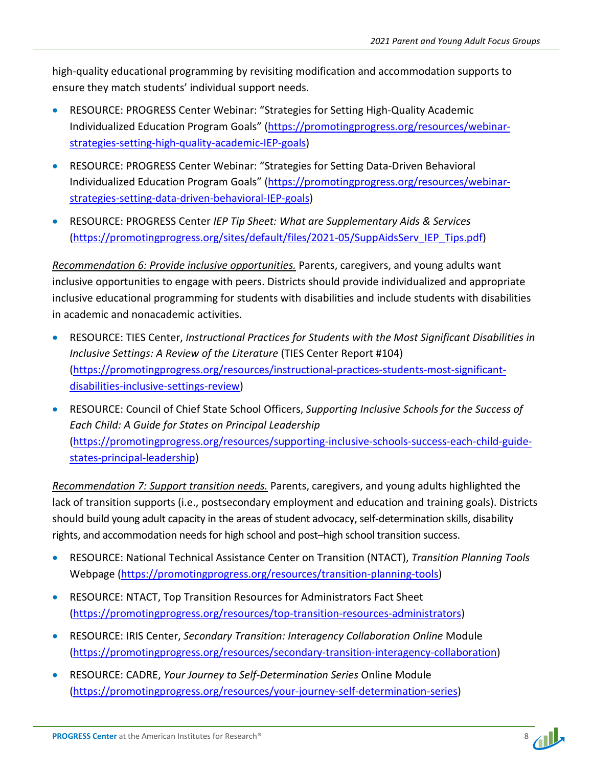high-quality educational programming by revisiting modification and accommodation supports to ensure they match students' individual support needs.

- RESOURCE: PROGRESS Center Webinar: "Strategies for Setting High-Quality Academic Individualized Education Program Goals" (https://promotingprogress.org/resources/webinar-strategies-setting-high-quality-academic-IEP-goals)
- RESOURCE: PROGRESS Center Webinar: "Strategies for Setting Data-Driven Behavioral Individualized Education Program Goals" (https://promotingprogress.org/resources/webinar-strategies-setting-data-driven-behavioral-IEP-goals)
- RESOURCE: PROGRESS Center *IEP Tip Sheet: What are Supplementary Aids & Services* (https://promotingprogress.org/sites/default/files/2021-05/SuppAidsServ_IEP_Tips.pdf)

*Recommendation 6: Provide inclusive opportunities.* Parents, caregivers, and young adults want inclusive opportunities to engage with peers. Districts should provide individualized and appropriate inclusive educational programming for students with disabilities and include students with disabilities in academic and nonacademic activities.

- RESOURCE: TIES Center, *Instructional Practices for Students with the Most Significant Disabilities in Inclusive Settings: A Review of the Literature* (TIES Center Report #104) (https://promotingprogress.org/resources/instructional-practices-students-most-significant-disabilities-inclusive-settings-review)
- RESOURCE: Council of Chief State School Officers, *Supporting Inclusive Schools for the Success of Each Child: A Guide for States on Principal Leadership* (https://promotingprogress.org/resources/supporting-inclusive-schools-success-each-child-guide-states-principal-leadership)

*Recommendation 7: Support transition needs.* Parents, caregivers, and young adults highlighted the lack of transition supports (i.e., postsecondary employment and education and training goals). Districts should build young adult capacity in the areas of student advocacy, self-determination skills, disability rights, and accommodation needs for high school and post–high school transition success.

- RESOURCE: National Technical Assistance Center on Transition (NTACT), *Transition Planning Tools* Webpage (https://promotingprogress.org/resources/transition-planning-tools)
- RESOURCE: NTACT, Top Transition Resources for Administrators Fact Sheet (https://promotingprogress.org/resources/top-transition-resources-administrators)
- RESOURCE: IRIS Center, *Secondary Transition: Interagency Collaboration Online* Module (https://promotingprogress.org/resources/secondary-transition-interagency-collaboration)
- RESOURCE: CADRE, *Your Journey to Self-Determination Series* Online Module (https://promotingprogress.org/resources/your-journey-self-determination-series)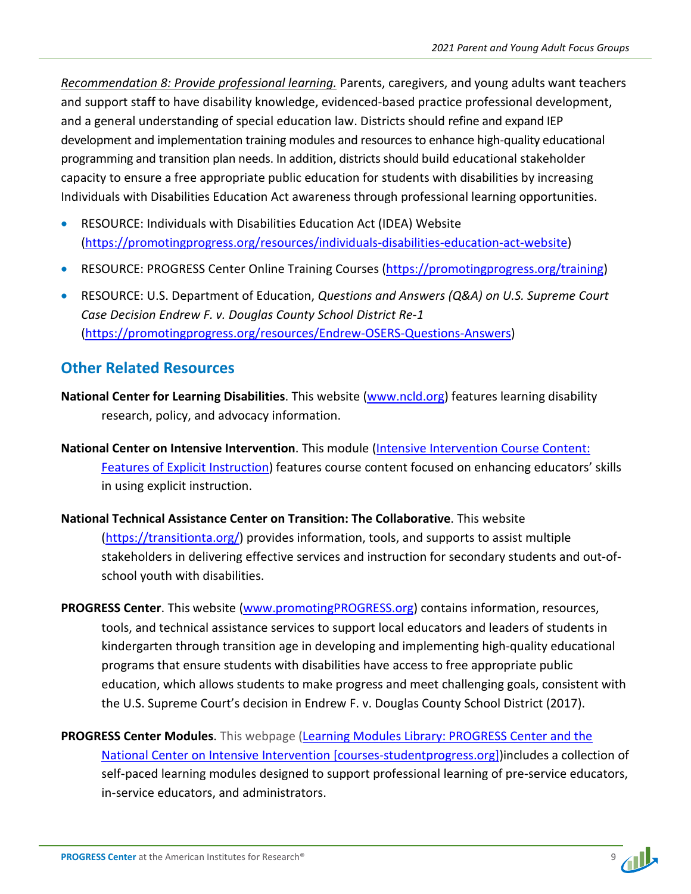*Recommendation 8: Provide professional learning.* Parents, caregivers, and young adults want teachers and support staff to have disability knowledge, evidenced-based practice professional development, and a general understanding of special education law. Districts should refine and expand IEP development and implementation training modules and resources to enhance high-quality educational programming and transition plan needs. In addition, districts should build educational stakeholder capacity to ensure a free appropriate public education for students with disabilities by increasing Individuals with Disabilities Education Act awareness through professional learning opportunities.

- RESOURCE: Individuals with Disabilities Education Act (IDEA) Website ([https://promotingprogress.org/resources/individuals-disabilities-education-act-website](https://promotingprogress.org/resources/individuals-disabilities-education-act-website))
- RESOURCE: PROGRESS Center Online Training Courses ([https://promotingprogress.org/training](https://promotingprogress.org/training))
- RESOURCE: U.S. Department of Education, *Questions and Answers (Q&A) on U.S. Supreme Court Case Decision Endrew F. v. Douglas County School District Re-1* ([https://promotingprogress.org/resources/Endrew-OSERS-Questions-Answers](https://promotingprogress.org/resources/Endrew-OSERS-Questions-Answers))

## Other Related Resources

**National Center for Learning Disabilities**. This website ([www.ncld.org](www.ncld.org)) features learning disability research, policy, and advocacy information.

**National Center on Intensive Intervention**. This module (Intensive Intervention Course Content: Features of Explicit Instruction) features course content focused on enhancing educators' skills in using explicit instruction.

**National Technical Assistance Center on Transition: The Collaborative**. This website ([https://transitionta.org/](https://transitionta.org/)) provides information, tools, and supports to assist multiple stakeholders in delivering effective services and instruction for secondary students and out-of-school youth with disabilities.

**PROGRESS Center**. This website ([www.promotingPROGRESS.org](www.promotingPROGRESS.org)) contains information, resources, tools, and technical assistance services to support local educators and leaders of students in kindergarten through transition age in developing and implementing high-quality educational programs that ensure students with disabilities have access to free appropriate public education, which allows students to make progress and meet challenging goals, consistent with the U.S. Supreme Court's decision in Endrew F. v. Douglas County School District (2017).

**PROGRESS Center Modules**. This webpage (Learning Modules Library: PROGRESS Center and the National Center on Intensive Intervention [courses-studentprogress.org])includes a collection of self-paced learning modules designed to support professional learning of pre-service educators, in-service educators, and administrators.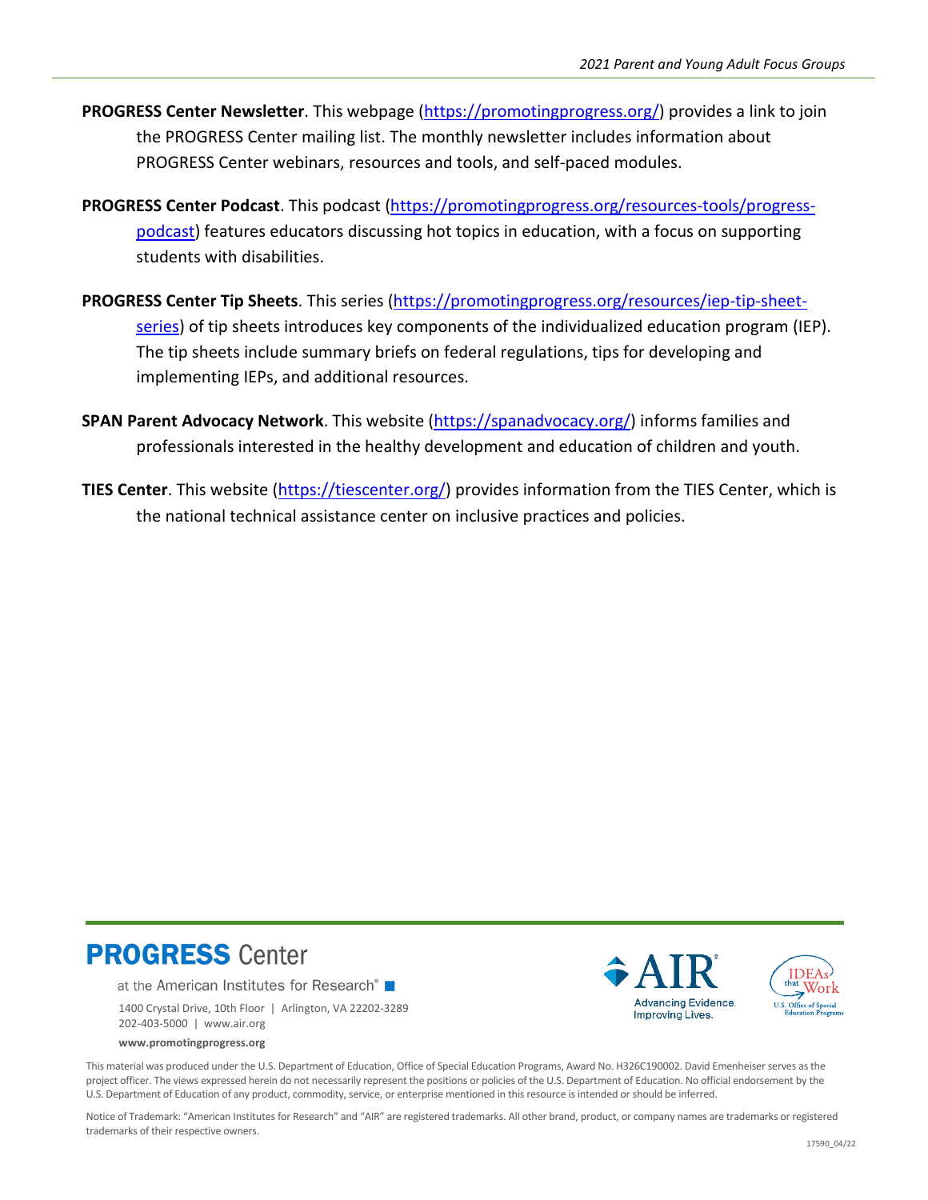**PROGRESS Center Newsletter**. This webpage (https://promotingprogress.org/) provides a link to join the PROGRESS Center mailing list. The monthly newsletter includes information about PROGRESS Center webinars, resources and tools, and self-paced modules.

**PROGRESS Center Podcast**. This podcast (https://promotingprogress.org/resources-tools/progress-podcast) features educators discussing hot topics in education, with a focus on supporting students with disabilities.

**PROGRESS Center Tip Sheets**. This series (https://promotingprogress.org/resources/iep-tip-sheet-series) of tip sheets introduces key components of the individualized education program (IEP). The tip sheets include summary briefs on federal regulations, tips for developing and implementing IEPs, and additional resources.

**SPAN Parent Advocacy Network**. This website (https://spanadvocacy.org/) informs families and professionals interested in the healthy development and education of children and youth.

**TIES Center**. This website (https://tiescenter.org/) provides information from the TIES Center, which is the national technical assistance center on inclusive practices and policies.

**PROGRESS Center**

at the American Institutes for Research®

1400 Crystal Drive, 10th Floor | Arlington, VA 22202-3289
202-403-5000 | www.air.org

**www.promotingprogress.org**

AIR® Advancing Evidence. Improving Lives.

IDEAs that Work — U.S. Office of Special Education Programs

This material was produced under the U.S. Department of Education, Office of Special Education Programs, Award No. H326C190002. David Emenheiser serves as the project officer. The views expressed herein do not necessarily represent the positions or policies of the U.S. Department of Education. No official endorsement by the U.S. Department of Education of any product, commodity, service, or enterprise mentioned in this resource is intended or should be inferred.

Notice of Trademark: "American Institutes for Research" and "AIR" are registered trademarks. All other brand, product, or company names are trademarks or registered trademarks of their respective owners.

17590_04/22